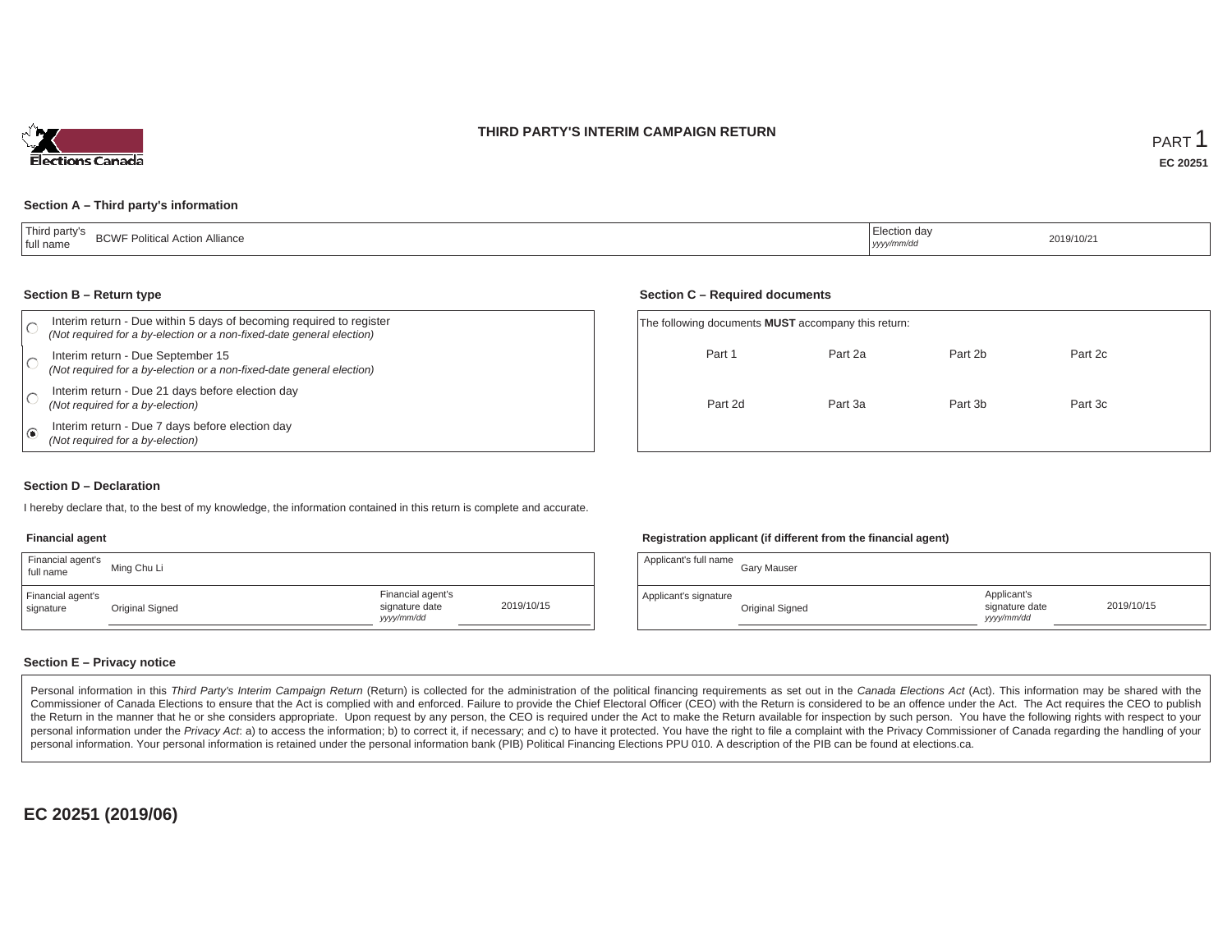# THIRD PARTY'S INTERIM CAMPAIGN RETURN

PART 1

**EC 20251**

## Section A – Third party's information

| Third party's full name | BCWF Political Action Alliance | Election day *yyyy/mm/dd* | 2019/10/21 |
|---|---|---|---|

## Section B – Return type

- ○ Interim return - Due within 5 days of becoming required to register *(Not required for a by-election or a non-fixed-date general election)*
- ○ Interim return - Due September 15 *(Not required for a by-election or a non-fixed-date general election)*
- ○ Interim return - Due 21 days before election day *(Not required for a by-election)*
- ◉ Interim return - Due 7 days before election day *(Not required for a by-election)*

## Section C – Required documents

The following documents **MUST** accompany this return:

| Part 1 | Part 2a | Part 2b | Part 2c |
|---|---|---|---|
| Part 2d | Part 3a | Part 3b | Part 3c |

## Section D – Declaration

I hereby declare that, to the best of my knowledge, the information contained in this return is complete and accurate.

### Financial agent

| Financial agent's full name | Ming Chu Li | | |
|---|---|---|---|
| Financial agent's signature | Original Signed | Financial agent's signature date *yyyy/mm/dd* | 2019/10/15 |

### Registration applicant (if different from the financial agent)

| Applicant's full name | Gary Mauser | | |
|---|---|---|---|
| Applicant's signature | Original Signed | Applicant's signature date *yyyy/mm/dd* | 2019/10/15 |

## Section E – Privacy notice

Personal information in this *Third Party's Interim Campaign Return* (Return) is collected for the administration of the political financing requirements as set out in the *Canada Elections Act* (Act). This information may be shared with the Commissioner of Canada Elections to ensure that the Act is complied with and enforced. Failure to provide the Chief Electoral Officer (CEO) with the Return is considered to be an offence under the Act. The Act requires the CEO to publish the Return in the manner that he or she considers appropriate. Upon request by any person, the CEO is required under the Act to make the Return available for inspection by such person. You have the following rights with respect to your personal information under the *Privacy Act*: a) to access the information; b) to correct it, if necessary; and c) to have it protected. You have the right to file a complaint with the Privacy Commissioner of Canada regarding the handling of your personal information. Your personal information is retained under the personal information bank (PIB) Political Financing Elections PPU 010. A description of the PIB can be found at elections.ca.

**EC 20251 (2019/06)**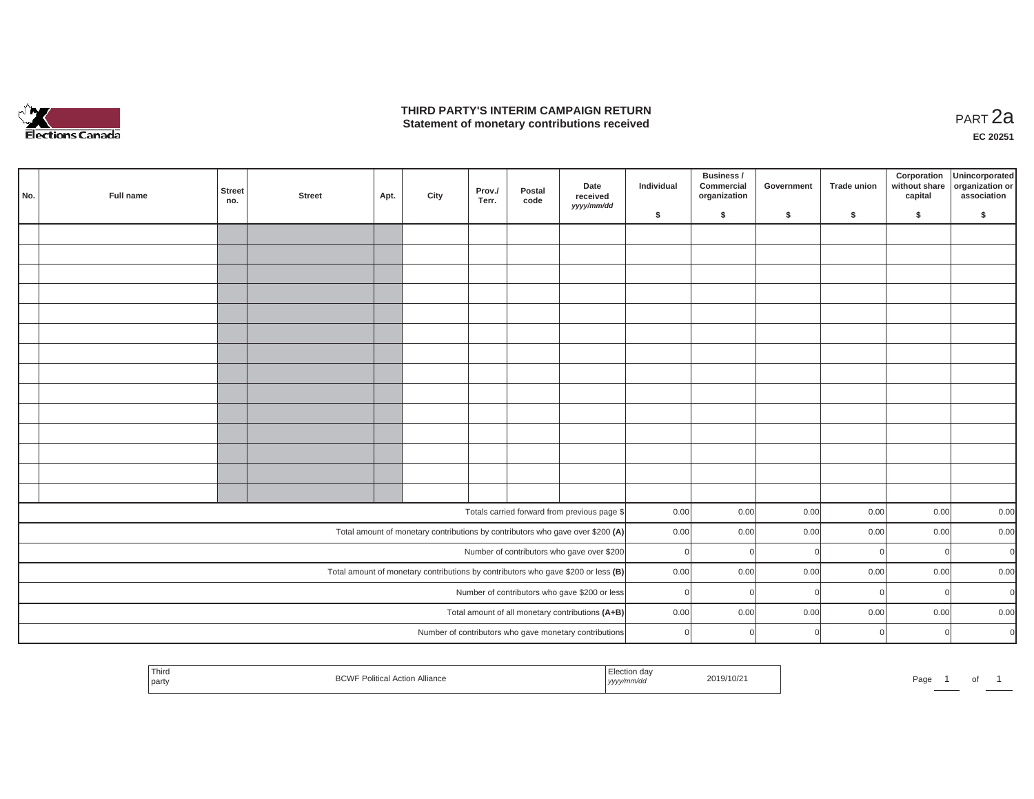# THIRD PARTY'S INTERIM CAMPAIGN RETURN
## Statement of monetary contributions received

PART 2a

**EC 20251**

| No. | Full name | Street no. | Street | Apt. | City | Prov./ Terr. | Postal code | Date received yyyy/mm/dd | Individual $ | Business / Commercial organization $ | Government $ | Trade union $ | Corporation without share capital $ | Unincorporated organization or association $ |
|---|---|---|---|---|---|---|---|---|---|---|---|---|---|---|
| | | | | | | | | | | | | | | |
| | | | | | | | | | | | | | | |
| | | | | | | | | | | | | | | |
| | | | | | | | | | | | | | | |
| | | | | | | | | | | | | | | |
| | | | | | | | | | | | | | | |
| | | | | | | | | | | | | | | |
| | | | | | | | | | | | | | | |
| | | | | | | | | | | | | | | |
| | | | | | | | | | | | | | | |
| | | | | | | | | | | | | | | |
| | | | | | | | | | | | | | | |
| | | | | | | | | | | | | | | |
| | | | | | | | | | | | | | | |
| Totals carried forward from previous page $ | | | | | | | | | 0.00 | 0.00 | 0.00 | 0.00 | 0.00 | 0.00 |
| Total amount of monetary contributions by contributors who gave over $200 **(A)** | | | | | | | | | 0.00 | 0.00 | 0.00 | 0.00 | 0.00 | 0.00 |
| Number of contributors who gave over $200 | | | | | | | | | 0 | 0 | 0 | 0 | 0 | 0 |
| Total amount of monetary contributions by contributors who gave $200 or less **(B)** | | | | | | | | | 0.00 | 0.00 | 0.00 | 0.00 | 0.00 | 0.00 |
| Number of contributors who gave $200 or less | | | | | | | | | 0 | 0 | 0 | 0 | 0 | 0 |
| Total amount of all monetary contributions **(A+B)** | | | | | | | | | 0.00 | 0.00 | 0.00 | 0.00 | 0.00 | 0.00 |
| Number of contributors who gave monetary contributions | | | | | | | | | 0 | 0 | 0 | 0 | 0 | 0 |

| Third party | BCWF Political Action Alliance | Election day yyyy/mm/dd | 2019/10/21 |
|---|---|---|---|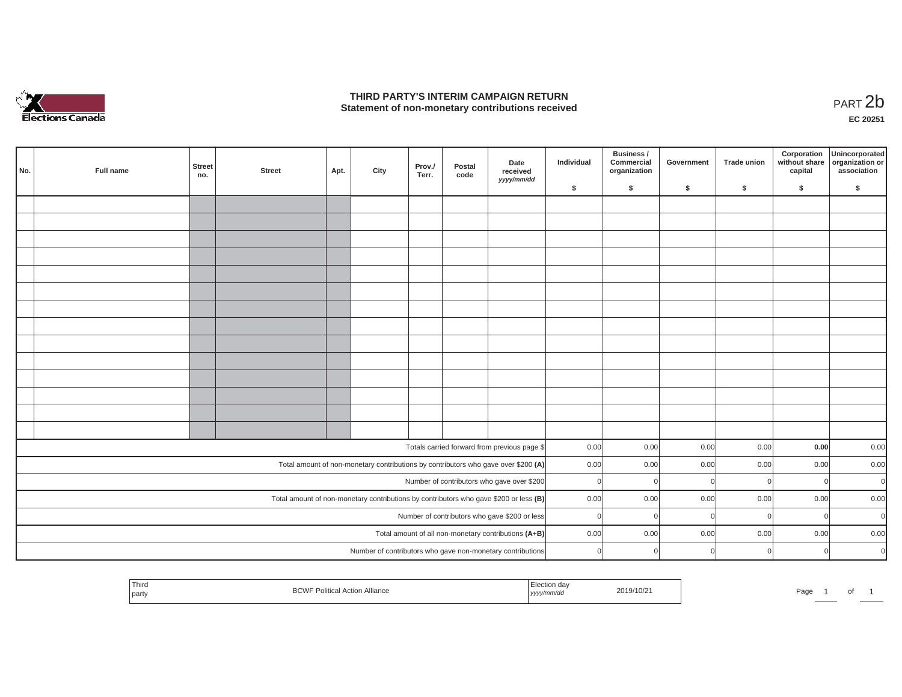# THIRD PARTY'S INTERIM CAMPAIGN RETURN
## Statement of non-monetary contributions received

PART 2b

**EC 20251**

| No. | Full name | Street no. | Street | Apt. | City | Prov./ Terr. | Postal code | Date received *yyyy/mm/dd* | Individual $ | Business / Commercial organization $ | Government $ | Trade union $ | Corporation without share capital $ | Unincorporated organization or association $ |
|---|---|---|---|---|---|---|---|---|---|---|---|---|---|---|
| | | | | | | | | | | | | | | |
| | | | | | | | | | | | | | | |
| | | | | | | | | | | | | | | |
| | | | | | | | | | | | | | | |
| | | | | | | | | | | | | | | |
| | | | | | | | | | | | | | | |
| | | | | | | | | | | | | | | |
| | | | | | | | | | | | | | | |
| | | | | | | | | | | | | | | |
| | | | | | | | | | | | | | | |
| | | | | | | | | | | | | | | |
| | | | | | | | | | | | | | | |
| | | | | | | | | | | | | | | |
| | | | | | | | | | | | | | | |
| | | | | | | | | Totals carried forward from previous page $ | 0.00 | 0.00 | 0.00 | 0.00 | **0.00** | 0.00 |
| | | | | | | | | Total amount of non-monetary contributions by contributors who gave over $200 **(A)** | 0.00 | 0.00 | 0.00 | 0.00 | 0.00 | 0.00 |
| | | | | | | | | Number of contributors who gave over $200 | 0 | 0 | 0 | 0 | 0 | 0 |
| | | | | | | | | Total amount of non-monetary contributions by contributors who gave $200 or less **(B)** | 0.00 | 0.00 | 0.00 | 0.00 | 0.00 | 0.00 |
| | | | | | | | | Number of contributors who gave $200 or less | 0 | 0 | 0 | 0 | 0 | 0 |
| | | | | | | | | Total amount of all non-monetary contributions **(A+B)** | 0.00 | 0.00 | 0.00 | 0.00 | 0.00 | 0.00 |
| | | | | | | | | Number of contributors who gave non-monetary contributions | 0 | 0 | 0 | 0 | 0 | 0 |

| Third party | BCWF Political Action Alliance | Election day *yyyy/mm/dd* | 2019/10/21 |
|---|---|---|---|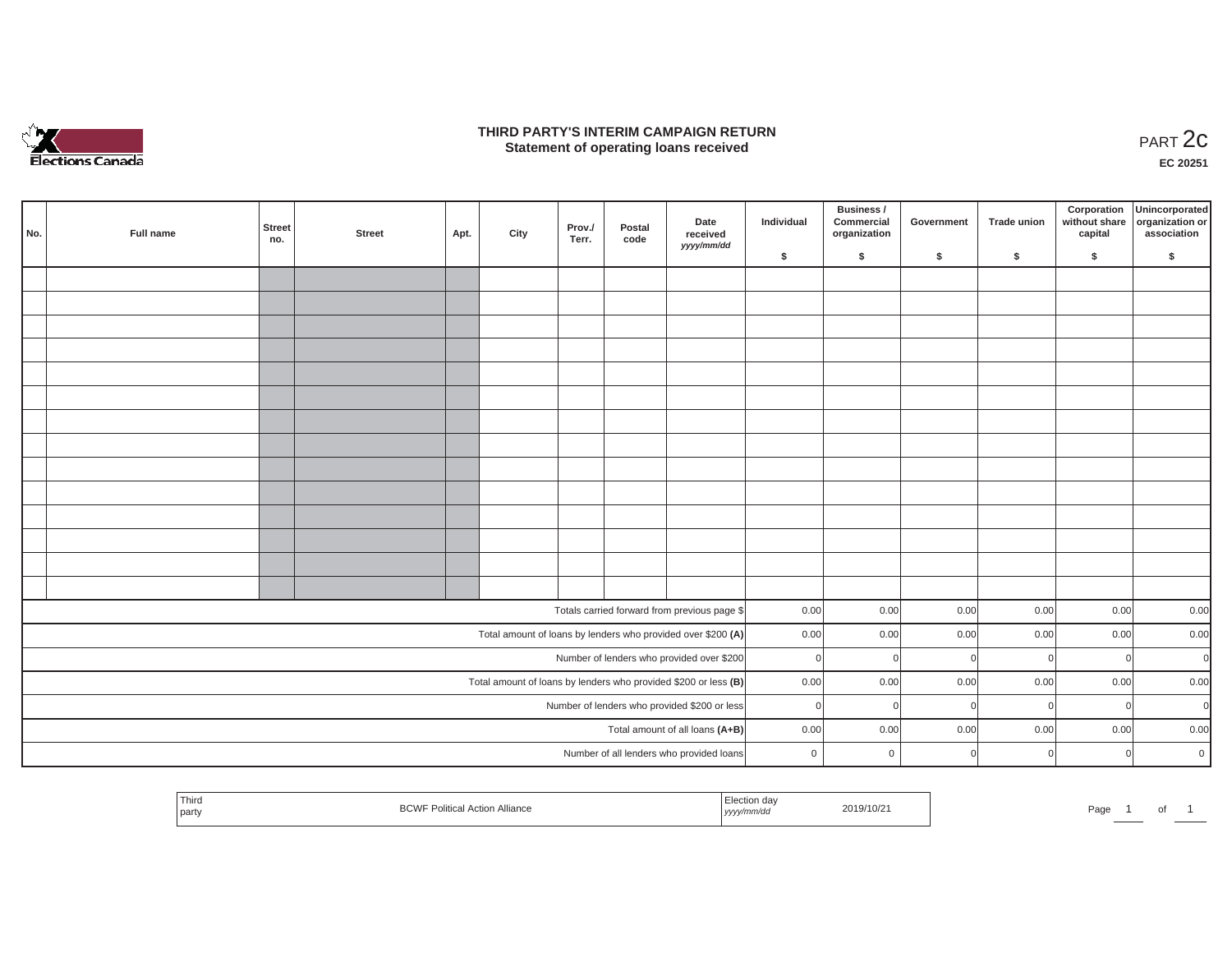# THIRD PARTY'S INTERIM CAMPAIGN RETURN
## Statement of operating loans received

PART 2c

**EC 20251**

| No. | Full name | Street no. | Street | Apt. | City | Prov./ Terr. | Postal code | Date received *yyyy/mm/dd* | Individual $ | Business / Commercial organization $ | Government $ | Trade union $ | Corporation without share capital $ | Unincorporated organization or association $ |
|---|---|---|---|---|---|---|---|---|---|---|---|---|---|---|
| | | | | | | | | | | | | | | |
| | | | | | | | | | | | | | | |
| | | | | | | | | | | | | | | |
| | | | | | | | | | | | | | | |
| | | | | | | | | | | | | | | |
| | | | | | | | | | | | | | | |
| | | | | | | | | | | | | | | |
| | | | | | | | | | | | | | | |
| | | | | | | | | | | | | | | |
| | | | | | | | | | | | | | | |
| | | | | | | | | | | | | | | |
| | | | | | | | | | | | | | | |
| | | | | | | | | | | | | | | |
| | | | | | | | | | | | | | | |
| Totals carried forward from previous page $ | | | | | | | | | 0.00 | 0.00 | 0.00 | 0.00 | 0.00 | 0.00 |
| Total amount of loans by lenders who provided over $200 **(A)** | | | | | | | | | 0.00 | 0.00 | 0.00 | 0.00 | 0.00 | 0.00 |
| Number of lenders who provided over $200 | | | | | | | | | 0 | 0 | 0 | 0 | 0 | 0 |
| Total amount of loans by lenders who provided $200 or less **(B)** | | | | | | | | | 0.00 | 0.00 | 0.00 | 0.00 | 0.00 | 0.00 |
| Number of lenders who provided $200 or less | | | | | | | | | 0 | 0 | 0 | 0 | 0 | 0 |
| Total amount of all loans **(A+B)** | | | | | | | | | 0.00 | 0.00 | 0.00 | 0.00 | 0.00 | 0.00 |
| Number of all lenders who provided loans | | | | | | | | | 0 | 0 | 0 | 0 | 0 | 0 |

| Third party | BCWF Political Action Alliance | Election day *yyyy/mm/dd* | 2019/10/21 |
|---|---|---|---|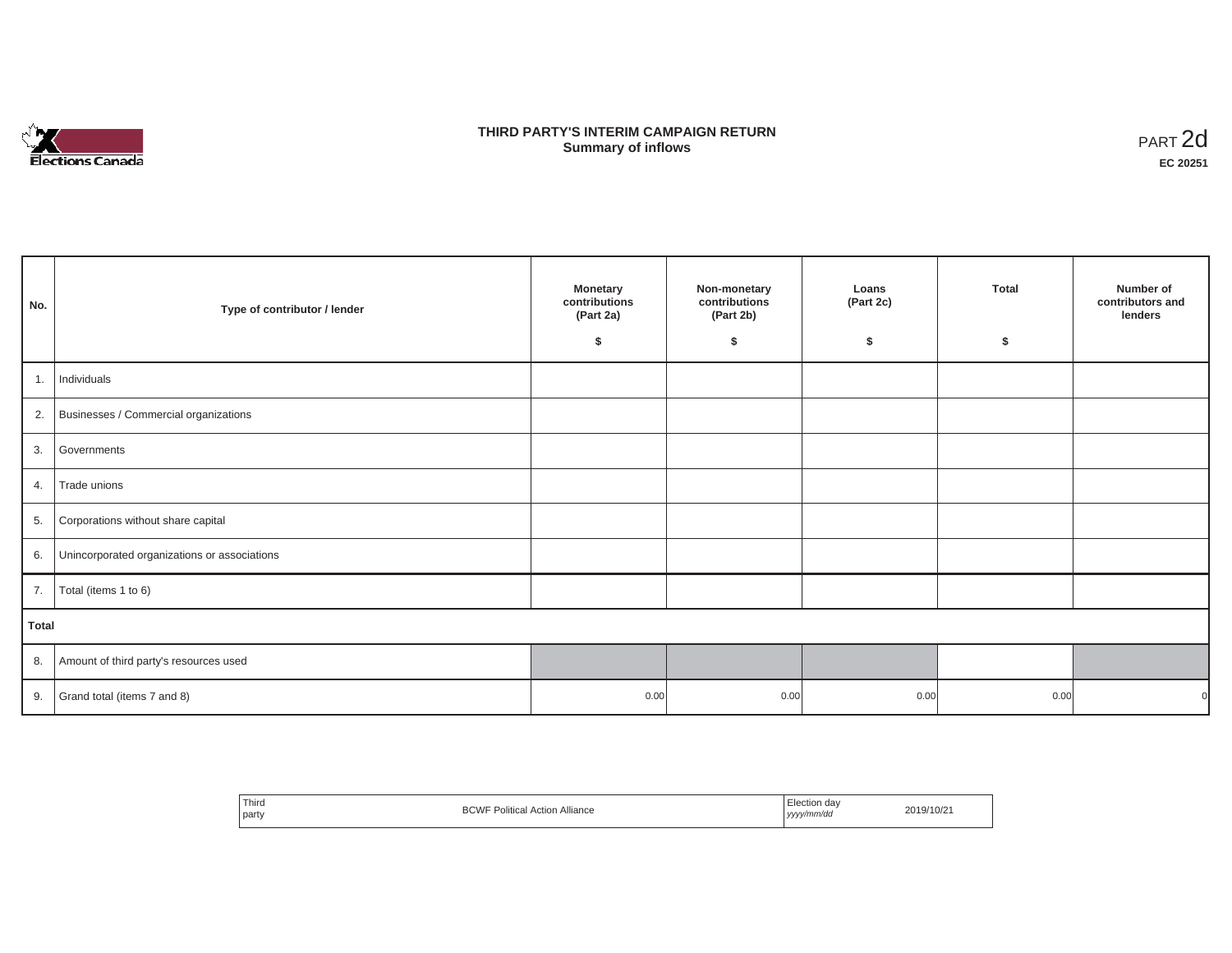Elections Canada

# THIRD PARTY'S INTERIM CAMPAIGN RETURN
## Summary of inflows

PART 2d

**EC 20251**

| No. | Type of contributor / lender | Monetary contributions (Part 2a) $ | Non-monetary contributions (Part 2b) $ | Loans (Part 2c) $ | Total $ | Number of contributors and lenders |
|---|---|---|---|---|---|---|
| 1. | Individuals | | | | | |
| 2. | Businesses / Commercial organizations | | | | | |
| 3. | Governments | | | | | |
| 4. | Trade unions | | | | | |
| 5. | Corporations without share capital | | | | | |
| 6. | Unincorporated organizations or associations | | | | | |
| 7. | Total (items 1 to 6) | | | | | |
| **Total** | | | | | | |
| 8. | Amount of third party's resources used | | | | | |
| 9. | Grand total (items 7 and 8) | 0.00 | 0.00 | 0.00 | 0.00 | 0 |

| Third party | BCWF Political Action Alliance | Election day *yyyy/mm/dd* | 2019/10/21 |
|---|---|---|---|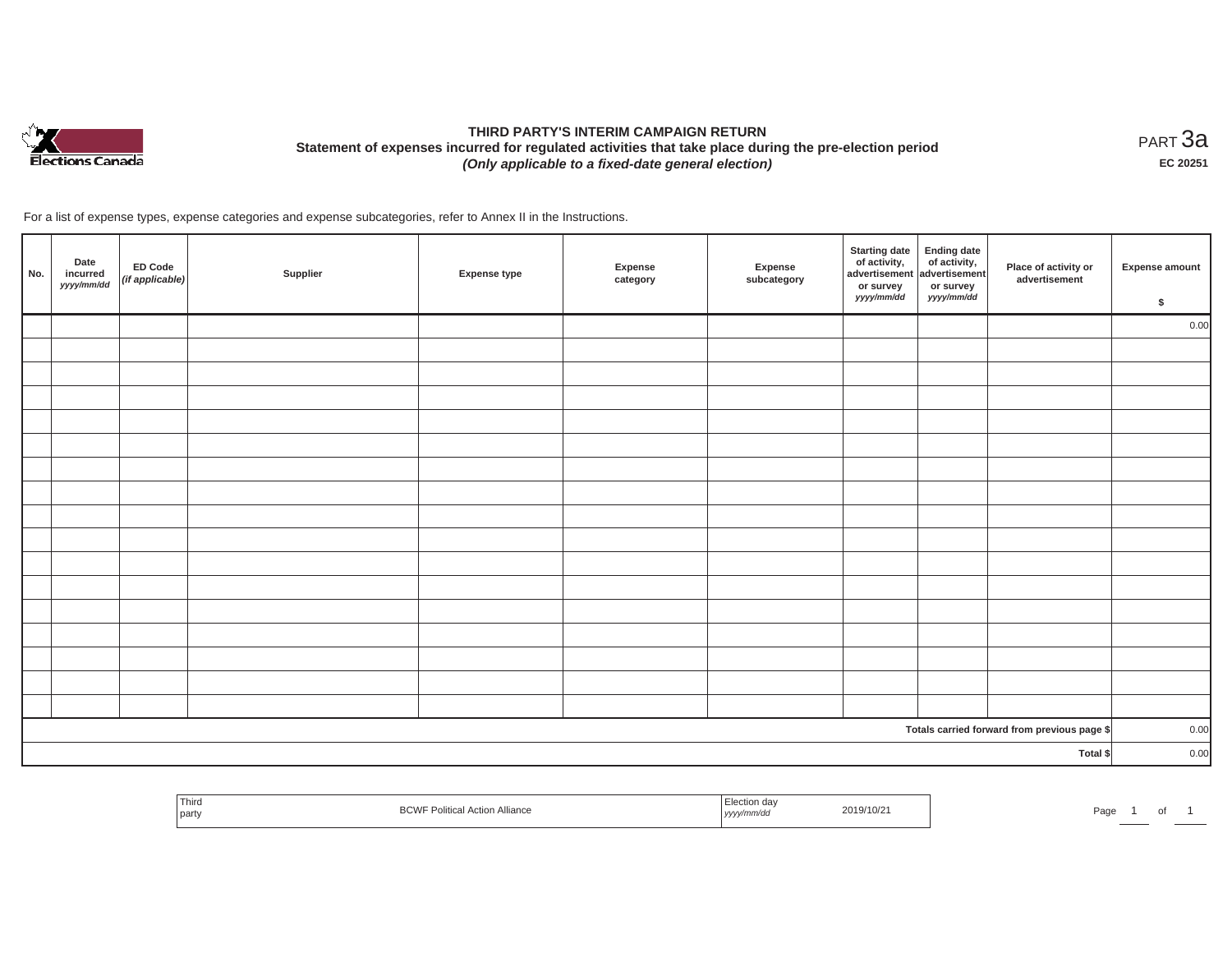# THIRD PARTY'S INTERIM CAMPAIGN RETURN

**Statement of expenses incurred for regulated activities that take place during the pre-election period**

***(Only applicable to a fixed-date general election)***

PART 3a

**EC 20251**

For a list of expense types, expense categories and expense subcategories, refer to Annex II in the Instructions.

| No. | Date incurred *yyyy/mm/dd* | ED Code *(if applicable)* | Supplier | Expense type | Expense category | Expense subcategory | Starting date of activity, advertisement or survey *yyyy/mm/dd* | Ending date of activity, advertisement or survey *yyyy/mm/dd* | Place of activity or advertisement | Expense amount $ |
|---|---|---|---|---|---|---|---|---|---|---|
| | | | | | | | | | | 0.00 |
| | | | | | | | | | | |
| | | | | | | | | | | |
| | | | | | | | | | | |
| | | | | | | | | | | |
| | | | | | | | | | | |
| | | | | | | | | | | |
| | | | | | | | | | | |
| | | | | | | | | | | |
| | | | | | | | | | | |
| | | | | | | | | | | |
| | | | | | | | | | | |
| | | | | | | | | | | |
| | | | | | | | | | | |
| | | | | | | | | | | |
| | | | | | | | | | | |
| | | | | | | | | | | |
| | | | | | | | | | Totals carried forward from previous page $ | 0.00 |
| | | | | | | | | | Total $ | 0.00 |

| Third party | BCWF Political Action Alliance | Election day *yyyy/mm/dd* | 2019/10/21 |
|---|---|---|---|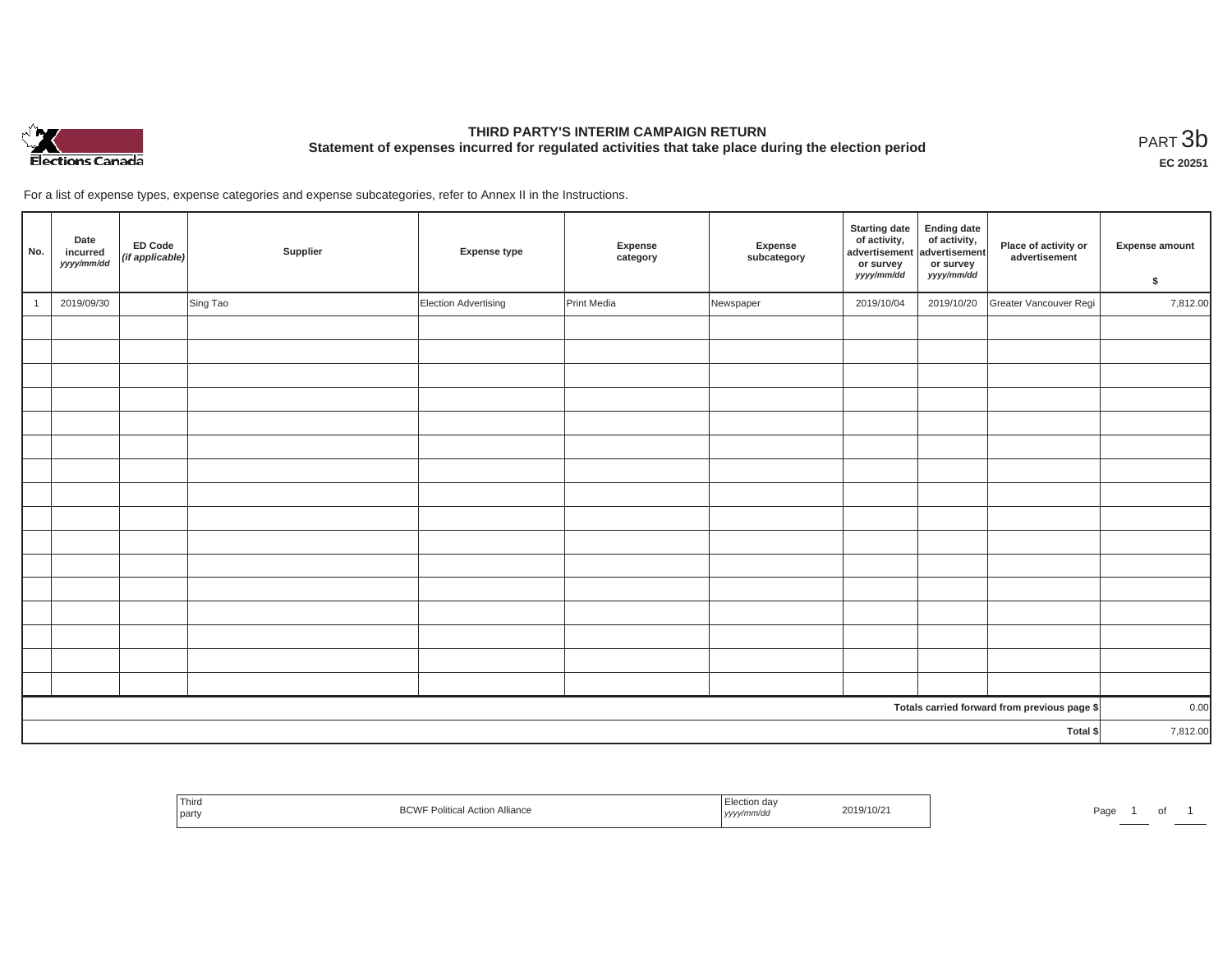# THIRD PARTY'S INTERIM CAMPAIGN RETURN

## Statement of expenses incurred for regulated activities that take place during the election period

PART 3b

**EC 20251**

For a list of expense types, expense categories and expense subcategories, refer to Annex II in the Instructions.

| No. | Date incurred *yyyy/mm/dd* | ED Code *(if applicable)* | Supplier | Expense type | Expense category | Expense subcategory | Starting date of activity, advertisement or survey *yyyy/mm/dd* | Ending date of activity, advertisement or survey *yyyy/mm/dd* | Place of activity or advertisement | Expense amount $ |
|---|---|---|---|---|---|---|---|---|---|---|
| 1 | 2019/09/30 | | Sing Tao | Election Advertising | Print Media | Newspaper | 2019/10/04 | 2019/10/20 | Greater Vancouver Regi | 7,812.00 |
| | | | | | | | | | | |
| | | | | | | | | | | |
| | | | | | | | | | | |
| | | | | | | | | | | |
| | | | | | | | | | | |
| | | | | | | | | | | |
| | | | | | | | | | | |
| | | | | | | | | | | |
| | | | | | | | | | | |
| | | | | | | | | | | |
| | | | | | | | | | | |
| | | | | | | | | | | |
| | | | | | | | | | | |
| | | | | | | | | | | |
| | | | | | | | | | | |
| | | | | | | | | | | |
| **Totals carried forward from previous page $** | | | | | | | | | | 0.00 |
| **Total $** | | | | | | | | | | 7,812.00 |

| Third party | BCWF Political Action Alliance | Election day *yyyy/mm/dd* | 2019/10/21 |
|---|---|---|---|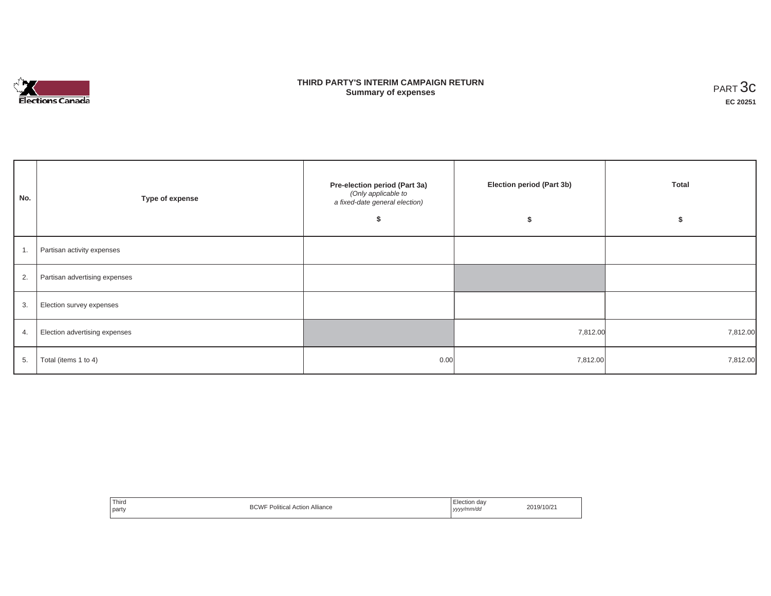# THIRD PARTY'S INTERIM CAMPAIGN RETURN
## Summary of expenses

PART 3c

**EC 20251**

| No. | Type of expense | Pre-election period (Part 3a) *(Only applicable to a fixed-date general election)* $ | Election period (Part 3b) $ | Total $ |
|---|---|---|---|---|
| 1. | Partisan activity expenses | | | |
| 2. | Partisan advertising expenses | | | |
| 3. | Election survey expenses | | | |
| 4. | Election advertising expenses | | 7,812.00 | 7,812.00 |
| 5. | Total (items 1 to 4) | 0.00 | 7,812.00 | 7,812.00 |

| Third party | BCWF Political Action Alliance | Election day *yyyy/mm/dd* | 2019/10/21 |
|---|---|---|---|